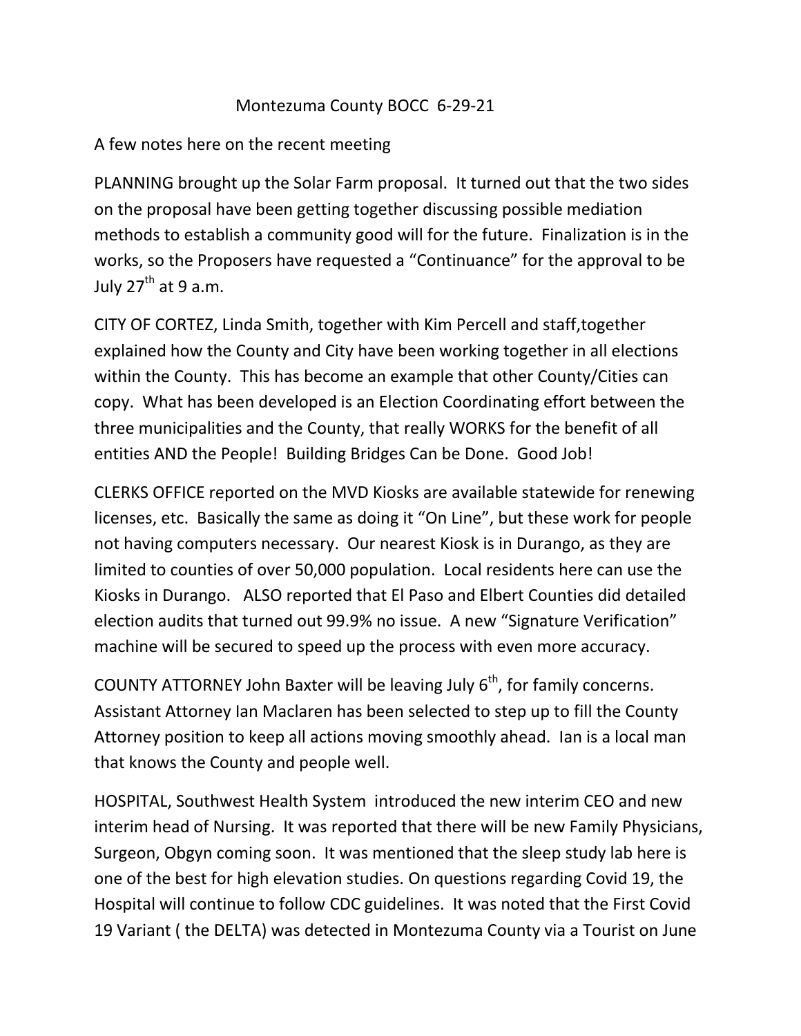# Montezuma County BOCC 6-29-21

A few notes here on the recent meeting

PLANNING brought up the Solar Farm proposal. It turned out that the two sides on the proposal have been getting together discussing possible mediation methods to establish a community good will for the future. Finalization is in the works, so the Proposers have requested a "Continuance" for the approval to be July 27th at 9 a.m.

CITY OF CORTEZ, Linda Smith, together with Kim Percell and staff,together explained how the County and City have been working together in all elections within the County. This has become an example that other County/Cities can copy. What has been developed is an Election Coordinating effort between the three municipalities and the County, that really WORKS for the benefit of all entities AND the People! Building Bridges Can be Done. Good Job!

CLERKS OFFICE reported on the MVD Kiosks are available statewide for renewing licenses, etc. Basically the same as doing it "On Line", but these work for people not having computers necessary. Our nearest Kiosk is in Durango, as they are limited to counties of over 50,000 population. Local residents here can use the Kiosks in Durango. ALSO reported that El Paso and Elbert Counties did detailed election audits that turned out 99.9% no issue. A new "Signature Verification" machine will be secured to speed up the process with even more accuracy.

COUNTY ATTORNEY John Baxter will be leaving July 6th, for family concerns. Assistant Attorney Ian Maclaren has been selected to step up to fill the County Attorney position to keep all actions moving smoothly ahead. Ian is a local man that knows the County and people well.

HOSPITAL, Southwest Health System introduced the new interim CEO and new interim head of Nursing. It was reported that there will be new Family Physicians, Surgeon, Obgyn coming soon. It was mentioned that the sleep study lab here is one of the best for high elevation studies. On questions regarding Covid 19, the Hospital will continue to follow CDC guidelines. It was noted that the First Covid 19 Variant ( the DELTA) was detected in Montezuma County via a Tourist on June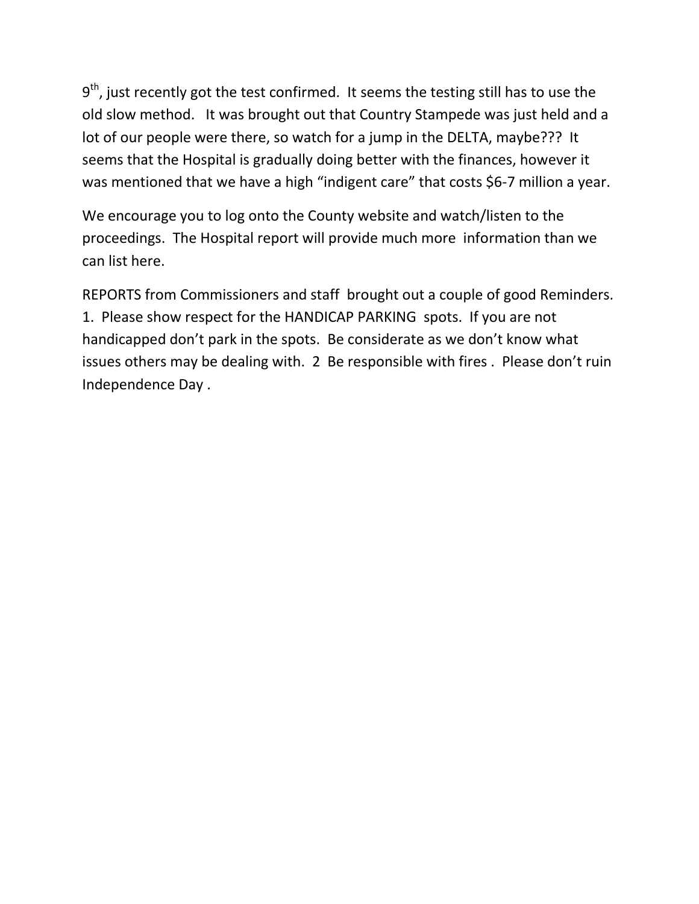9th, just recently got the test confirmed. It seems the testing still has to use the old slow method. It was brought out that Country Stampede was just held and a lot of our people were there, so watch for a jump in the DELTA, maybe??? It seems that the Hospital is gradually doing better with the finances, however it was mentioned that we have a high "indigent care" that costs $6-7 million a year.

We encourage you to log onto the County website and watch/listen to the proceedings. The Hospital report will provide much more information than we can list here.

REPORTS from Commissioners and staff brought out a couple of good Reminders.
1. Please show respect for the HANDICAP PARKING spots. If you are not handicapped don't park in the spots. Be considerate as we don't know what issues others may be dealing with. 2 Be responsible with fires . Please don't ruin Independence Day .